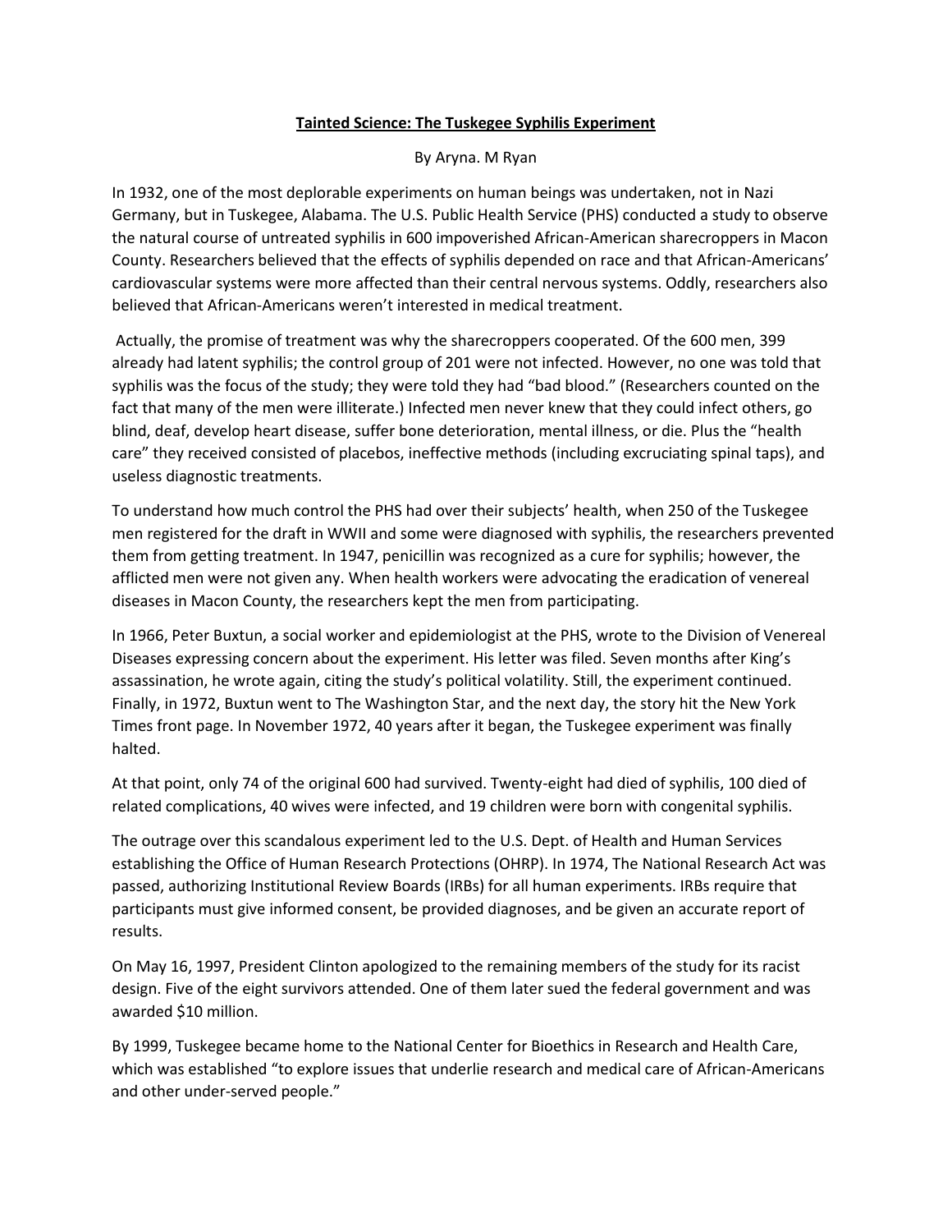# Tainted Science: The Tuskegee Syphilis Experiment

By Aryna. M Ryan

In 1932, one of the most deplorable experiments on human beings was undertaken, not in Nazi Germany, but in Tuskegee, Alabama. The U.S. Public Health Service (PHS) conducted a study to observe the natural course of untreated syphilis in 600 impoverished African-American sharecroppers in Macon County. Researchers believed that the effects of syphilis depended on race and that African-Americans' cardiovascular systems were more affected than their central nervous systems. Oddly, researchers also believed that African-Americans weren't interested in medical treatment.

Actually, the promise of treatment was why the sharecroppers cooperated. Of the 600 men, 399 already had latent syphilis; the control group of 201 were not infected. However, no one was told that syphilis was the focus of the study; they were told they had "bad blood." (Researchers counted on the fact that many of the men were illiterate.) Infected men never knew that they could infect others, go blind, deaf, develop heart disease, suffer bone deterioration, mental illness, or die. Plus the "health care" they received consisted of placebos, ineffective methods (including excruciating spinal taps), and useless diagnostic treatments.

To understand how much control the PHS had over their subjects' health, when 250 of the Tuskegee men registered for the draft in WWII and some were diagnosed with syphilis, the researchers prevented them from getting treatment. In 1947, penicillin was recognized as a cure for syphilis; however, the afflicted men were not given any. When health workers were advocating the eradication of venereal diseases in Macon County, the researchers kept the men from participating.

In 1966, Peter Buxtun, a social worker and epidemiologist at the PHS, wrote to the Division of Venereal Diseases expressing concern about the experiment. His letter was filed. Seven months after King's assassination, he wrote again, citing the study's political volatility. Still, the experiment continued. Finally, in 1972, Buxtun went to The Washington Star, and the next day, the story hit the New York Times front page. In November 1972, 40 years after it began, the Tuskegee experiment was finally halted.

At that point, only 74 of the original 600 had survived. Twenty-eight had died of syphilis, 100 died of related complications, 40 wives were infected, and 19 children were born with congenital syphilis.

The outrage over this scandalous experiment led to the U.S. Dept. of Health and Human Services establishing the Office of Human Research Protections (OHRP). In 1974, The National Research Act was passed, authorizing Institutional Review Boards (IRBs) for all human experiments. IRBs require that participants must give informed consent, be provided diagnoses, and be given an accurate report of results.

On May 16, 1997, President Clinton apologized to the remaining members of the study for its racist design. Five of the eight survivors attended. One of them later sued the federal government and was awarded $10 million.

By 1999, Tuskegee became home to the National Center for Bioethics in Research and Health Care, which was established "to explore issues that underlie research and medical care of African-Americans and other under-served people."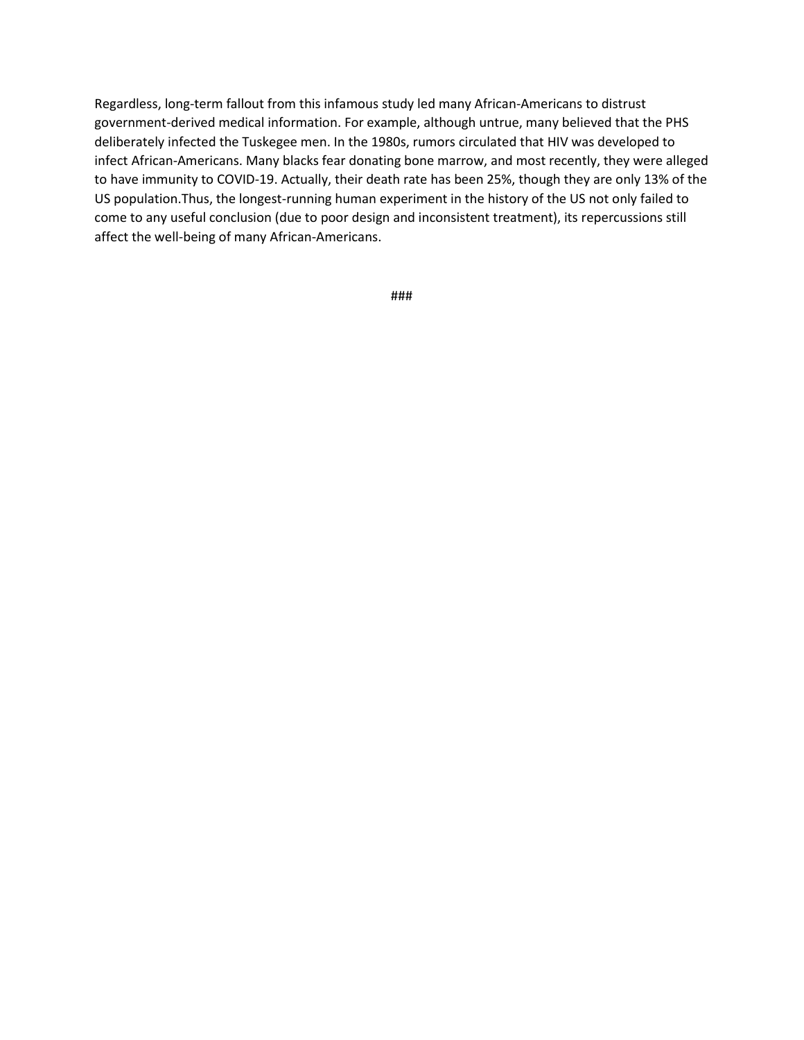Regardless, long-term fallout from this infamous study led many African-Americans to distrust government-derived medical information. For example, although untrue, many believed that the PHS deliberately infected the Tuskegee men. In the 1980s, rumors circulated that HIV was developed to infect African-Americans. Many blacks fear donating bone marrow, and most recently, they were alleged to have immunity to COVID-19. Actually, their death rate has been 25%, though they are only 13% of the US population.Thus, the longest-running human experiment in the history of the US not only failed to come to any useful conclusion (due to poor design and inconsistent treatment), its repercussions still affect the well-being of many African-Americans.

###